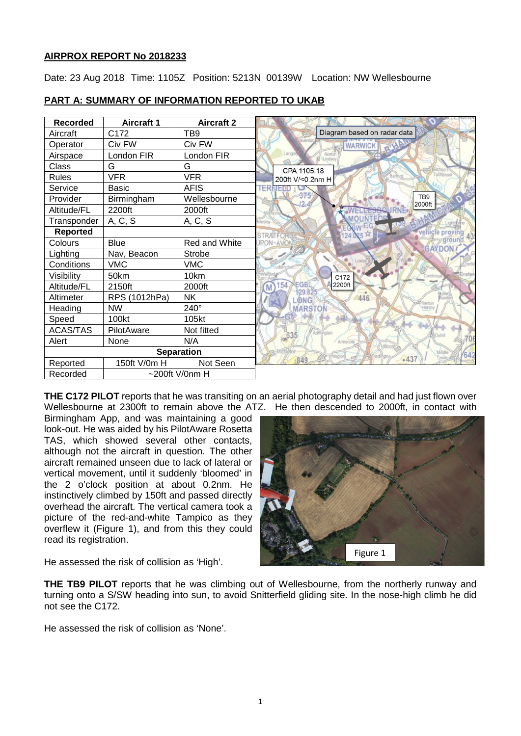**AIRPROX REPORT No 2018233**

Date: 23 Aug 2018 Time: 1105Z Position: 5213N 00139W Location: NW Wellesbourne

**PART A: SUMMARY OF INFORMATION REPORTED TO UKAB**

| Recorded | Aircraft 1 | Aircraft 2 |
|---|---|---|
| Aircraft | C172 | TB9 |
| Operator | Civ FW | Civ FW |
| Airspace | London FIR | London FIR |
| Class | G | G |
| Rules | VFR | VFR |
| Service | Basic | AFIS |
| Provider | Birmingham | Wellesbourne |
| Altitude/FL | 2200ft | 2000ft |
| Transponder | A, C, S | A, C, S |
| **Reported** | | |
| Colours | Blue | Red and White |
| Lighting | Nav, Beacon | Strobe |
| Conditions | VMC | VMC |
| Visibility | 50km | 10km |
| Altitude/FL | 2150ft | 2000ft |
| Altimeter | RPS (1012hPa) | NK |
| Heading | NW | 240° |
| Speed | 100kt | 105kt |
| ACAS/TAS | PilotAware | Not fitted |
| Alert | None | N/A |
| **Separation** | | |
| Reported | 150ft V/0m H | Not Seen |
| Recorded | ~200ft V/0nm H | |

Diagram based on radar data

CPA 1105:18
200ft V/<0.2nm H

TB9
2000ft

C172
2200ft

**THE C172 PILOT** reports that he was transiting on an aerial photography detail and had just flown over Wellesbourne at 2300ft to remain above the ATZ. He then descended to 2000ft, in contact with Birmingham App, and was maintaining a good look-out. He was aided by his PilotAware Rosetta TAS, which showed several other contacts, although not the aircraft in question. The other aircraft remained unseen due to lack of lateral or vertical movement, until it suddenly 'bloomed' in the 2 o'clock position at about 0.2nm. He instinctively climbed by 150ft and passed directly overhead the aircraft. The vertical camera took a picture of the red-and-white Tampico as they overflew it (Figure 1), and from this they could read its registration.

Figure 1

He assessed the risk of collision as 'High'.

**THE TB9 PILOT** reports that he was climbing out of Wellesbourne, from the northerly runway and turning onto a S/SW heading into sun, to avoid Snitterfield gliding site. In the nose-high climb he did not see the C172.

He assessed the risk of collision as 'None'.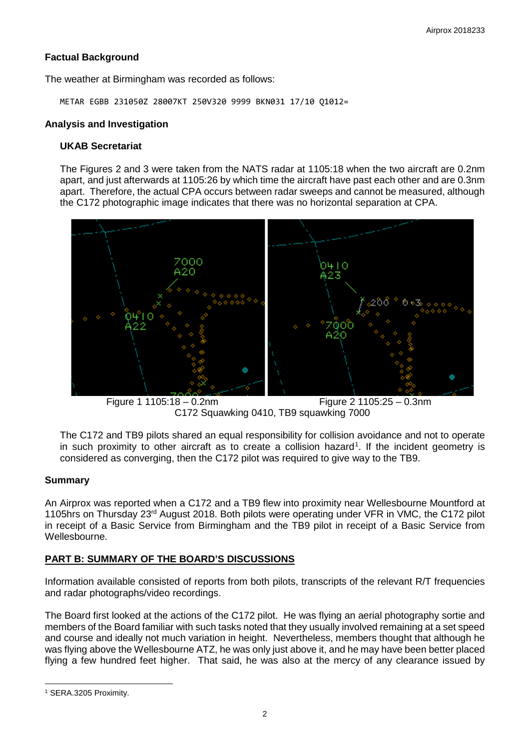### Factual Background

The weather at Birmingham was recorded as follows:

```
METAR EGBB 231050Z 28007KT 250V320 9999 BKN031 17/10 Q1012=
```

### Analysis and Investigation

#### UKAB Secretariat

The Figures 2 and 3 were taken from the NATS radar at 1105:18 when the two aircraft are 0.2nm apart, and just afterwards at 1105:26 by which time the aircraft have past each other and are 0.3nm apart. Therefore, the actual CPA occurs between radar sweeps and cannot be measured, although the C172 photographic image indicates that there was no horizontal separation at CPA.

7000
A20
0410
A22

0410
A23
200
0.3
7000
A20

Figure 1 1105:18 – 0.2nm

Figure 2 1105:25 – 0.3nm

C172 Squawking 0410, TB9 squawking 7000

The C172 and TB9 pilots shared an equal responsibility for collision avoidance and not to operate in such proximity to other aircraft as to create a collision hazard[1]. If the incident geometry is considered as converging, then the C172 pilot was required to give way to the TB9.

### Summary

An Airprox was reported when a C172 and a TB9 flew into proximity near Wellesbourne Mountford at 1105hrs on Thursday 23rd August 2018. Both pilots were operating under VFR in VMC, the C172 pilot in receipt of a Basic Service from Birmingham and the TB9 pilot in receipt of a Basic Service from Wellesbourne.

## PART B: SUMMARY OF THE BOARD'S DISCUSSIONS

Information available consisted of reports from both pilots, transcripts of the relevant R/T frequencies and radar photographs/video recordings.

The Board first looked at the actions of the C172 pilot. He was flying an aerial photography sortie and members of the Board familiar with such tasks noted that they usually involved remaining at a set speed and course and ideally not much variation in height. Nevertheless, members thought that although he was flying above the Wellesbourne ATZ, he was only just above it, and he may have been better placed flying a few hundred feet higher. That said, he was also at the mercy of any clearance issued by

[1] SERA.3205 Proximity.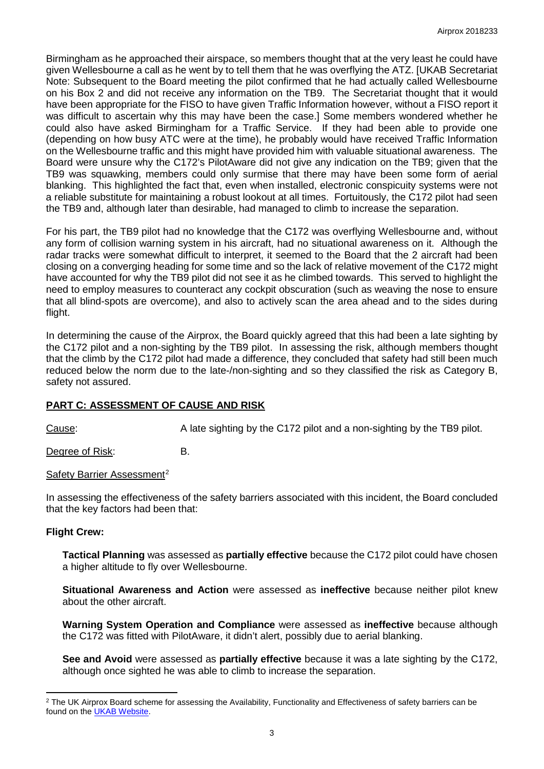Birmingham as he approached their airspace, so members thought that at the very least he could have given Wellesbourne a call as he went by to tell them that he was overflying the ATZ. [UKAB Secretariat Note: Subsequent to the Board meeting the pilot confirmed that he had actually called Wellesbourne on his Box 2 and did not receive any information on the TB9. The Secretariat thought that it would have been appropriate for the FISO to have given Traffic Information however, without a FISO report it was difficult to ascertain why this may have been the case.] Some members wondered whether he could also have asked Birmingham for a Traffic Service. If they had been able to provide one (depending on how busy ATC were at the time), he probably would have received Traffic Information on the Wellesbourne traffic and this might have provided him with valuable situational awareness. The Board were unsure why the C172's PilotAware did not give any indication on the TB9; given that the TB9 was squawking, members could only surmise that there may have been some form of aerial blanking. This highlighted the fact that, even when installed, electronic conspicuity systems were not a reliable substitute for maintaining a robust lookout at all times. Fortuitously, the C172 pilot had seen the TB9 and, although later than desirable, had managed to climb to increase the separation.

For his part, the TB9 pilot had no knowledge that the C172 was overflying Wellesbourne and, without any form of collision warning system in his aircraft, had no situational awareness on it. Although the radar tracks were somewhat difficult to interpret, it seemed to the Board that the 2 aircraft had been closing on a converging heading for some time and so the lack of relative movement of the C172 might have accounted for why the TB9 pilot did not see it as he climbed towards. This served to highlight the need to employ measures to counteract any cockpit obscuration (such as weaving the nose to ensure that all blind-spots are overcome), and also to actively scan the area ahead and to the sides during flight.

In determining the cause of the Airprox, the Board quickly agreed that this had been a late sighting by the C172 pilot and a non-sighting by the TB9 pilot. In assessing the risk, although members thought that the climb by the C172 pilot had made a difference, they concluded that safety had still been much reduced below the norm due to the late-/non-sighting and so they classified the risk as Category B, safety not assured.

## PART C: ASSESSMENT OF CAUSE AND RISK

Cause: A late sighting by the C172 pilot and a non-sighting by the TB9 pilot.

Degree of Risk: B.

Safety Barrier Assessment[2]

In assessing the effectiveness of the safety barriers associated with this incident, the Board concluded that the key factors had been that:

**Flight Crew:**

**Tactical Planning** was assessed as **partially effective** because the C172 pilot could have chosen a higher altitude to fly over Wellesbourne.

**Situational Awareness and Action** were assessed as **ineffective** because neither pilot knew about the other aircraft.

**Warning System Operation and Compliance** were assessed as **ineffective** because although the C172 was fitted with PilotAware, it didn't alert, possibly due to aerial blanking.

**See and Avoid** were assessed as **partially effective** because it was a late sighting by the C172, although once sighted he was able to climb to increase the separation.

[2] The UK Airprox Board scheme for assessing the Availability, Functionality and Effectiveness of safety barriers can be found on the UKAB Website.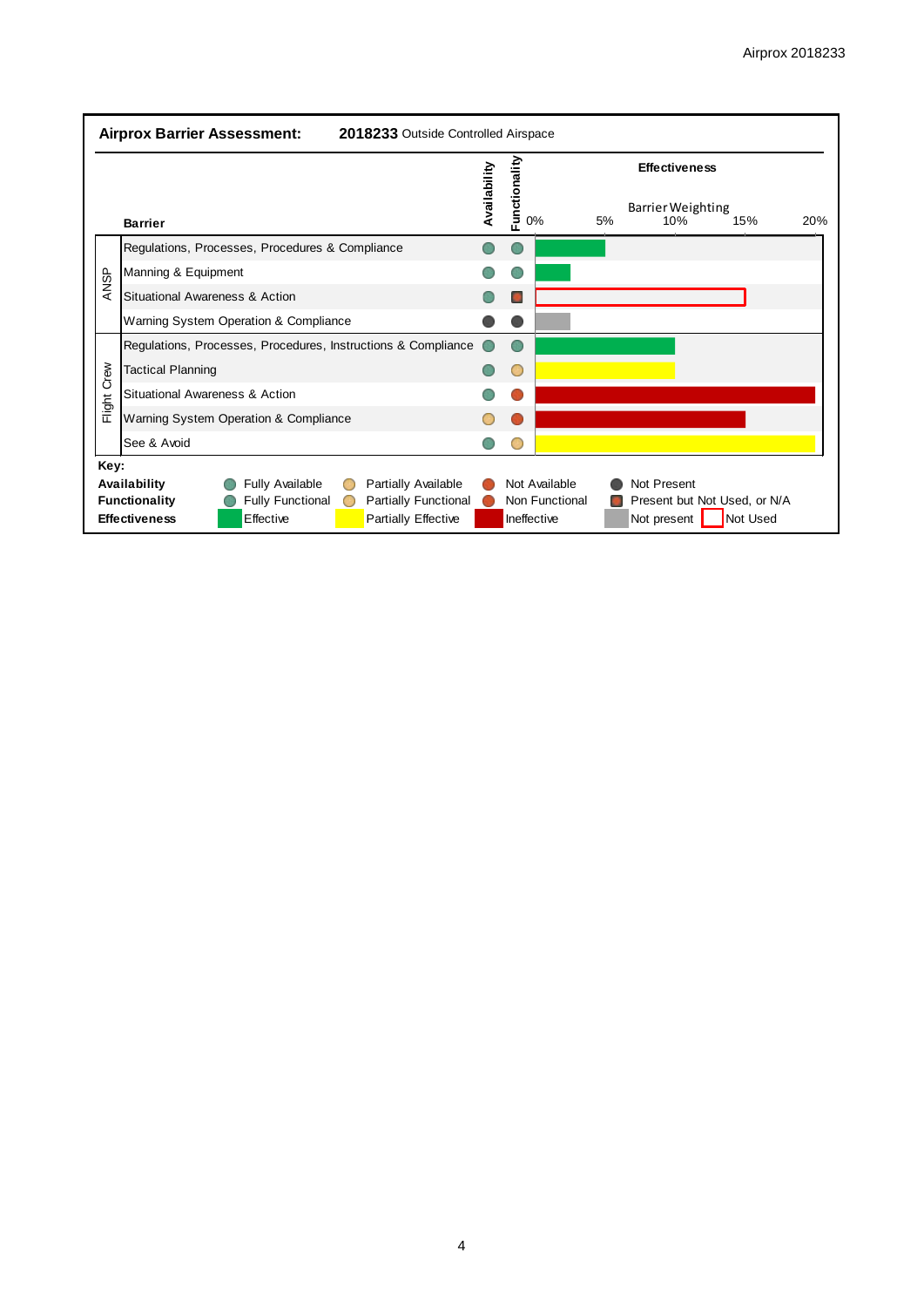**Airprox Barrier Assessment:** **2018233** Outside Controlled Airspace

Barrier

Availability

Functionality

Effectiveness

Barrier Weighting

0%

5%

10%

15%

20%

ANSP

Regulations, Processes, Procedures & Compliance

Manning & Equipment

Situational Awareness & Action

Warning System Operation & Compliance

Flight Crew

Regulations, Processes, Procedures, Instructions & Compliance

Tactical Planning

Situational Awareness & Action

Warning System Operation & Compliance

See & Avoid

**Key:**

**Availability** Fully Available, Partially Available, Not Available, Not Present

**Functionality** Fully Functional, Partially Functional, Non Functional, Present but Not Used, or N/A

**Effectiveness** Effective, Partially Effective, Ineffective, Not present, Not Used